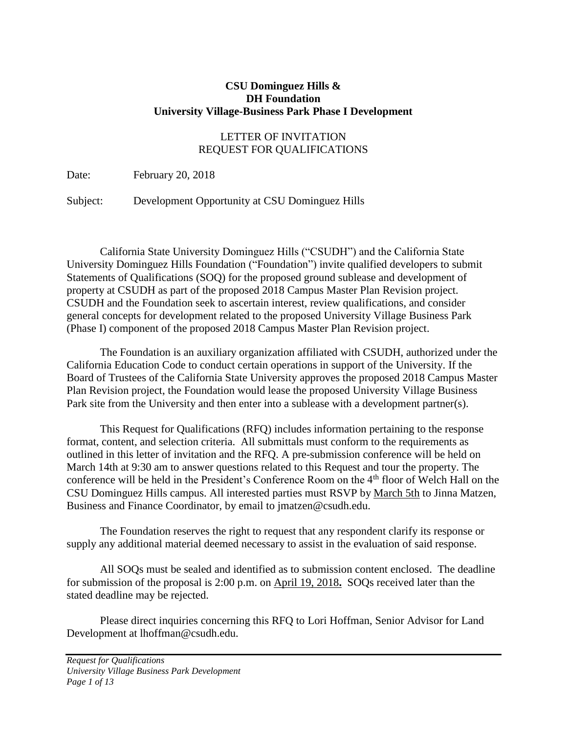**CSU Dominguez Hills &**
**DH Foundation**
**University Village-Business Park Phase I Development**

LETTER OF INVITATION
REQUEST FOR QUALIFICATIONS

Date: February 20, 2018

Subject: Development Opportunity at CSU Dominguez Hills

California State University Dominguez Hills ("CSUDH") and the California State University Dominguez Hills Foundation ("Foundation") invite qualified developers to submit Statements of Qualifications (SOQ) for the proposed ground sublease and development of property at CSUDH as part of the proposed 2018 Campus Master Plan Revision project. CSUDH and the Foundation seek to ascertain interest, review qualifications, and consider general concepts for development related to the proposed University Village Business Park (Phase I) component of the proposed 2018 Campus Master Plan Revision project.

The Foundation is an auxiliary organization affiliated with CSUDH, authorized under the California Education Code to conduct certain operations in support of the University. If the Board of Trustees of the California State University approves the proposed 2018 Campus Master Plan Revision project, the Foundation would lease the proposed University Village Business Park site from the University and then enter into a sublease with a development partner(s).

This Request for Qualifications (RFQ) includes information pertaining to the response format, content, and selection criteria. All submittals must conform to the requirements as outlined in this letter of invitation and the RFQ. A pre-submission conference will be held on March 14th at 9:30 am to answer questions related to this Request and tour the property. The conference will be held in the President's Conference Room on the 4th floor of Welch Hall on the CSU Dominguez Hills campus. All interested parties must RSVP by March 5th to Jinna Matzen, Business and Finance Coordinator, by email to jmatzen@csudh.edu.

The Foundation reserves the right to request that any respondent clarify its response or supply any additional material deemed necessary to assist in the evaluation of said response.

All SOQs must be sealed and identified as to submission content enclosed. The deadline for submission of the proposal is 2:00 p.m. on April 19, 2018**.** SOQs received later than the stated deadline may be rejected.

Please direct inquiries concerning this RFQ to Lori Hoffman, Senior Advisor for Land Development at lhoffman@csudh.edu.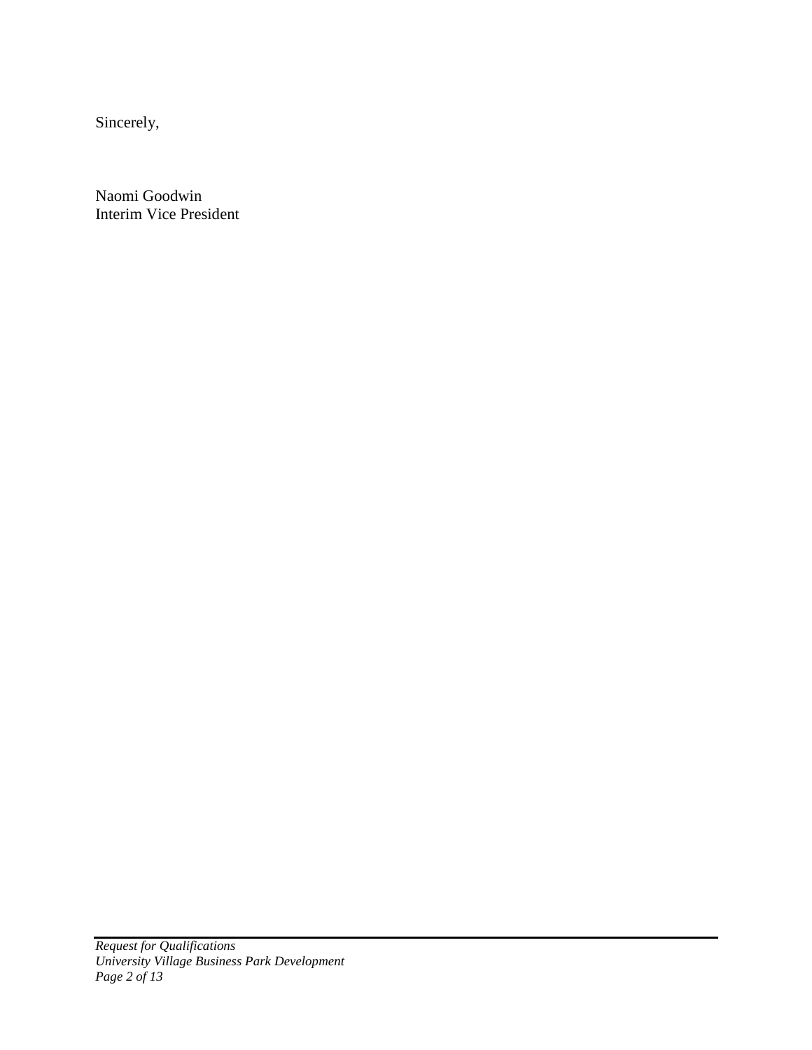Sincerely,

Naomi Goodwin  
Interim Vice President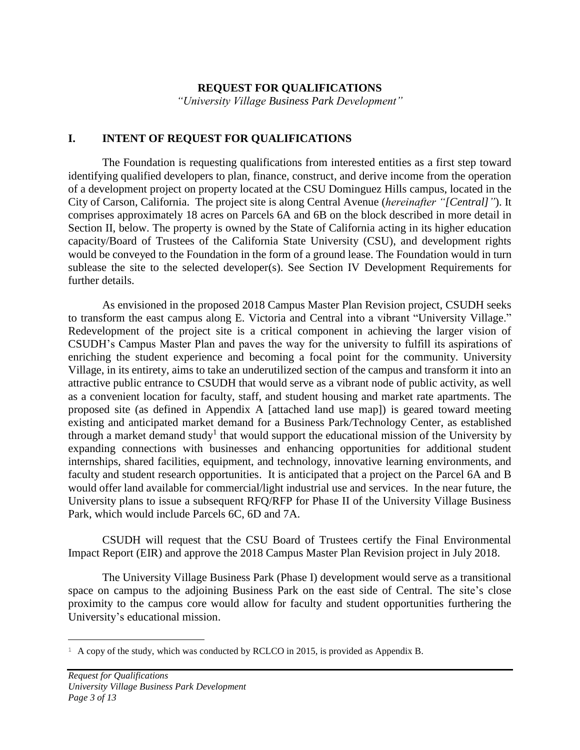**REQUEST FOR QUALIFICATIONS**

*"University Village Business Park Development"*

## I. INTENT OF REQUEST FOR QUALIFICATIONS

The Foundation is requesting qualifications from interested entities as a first step toward identifying qualified developers to plan, finance, construct, and derive income from the operation of a development project on property located at the CSU Dominguez Hills campus, located in the City of Carson, California. The project site is along Central Avenue (*hereinafter "[Central]"*). It comprises approximately 18 acres on Parcels 6A and 6B on the block described in more detail in Section II, below. The property is owned by the State of California acting in its higher education capacity/Board of Trustees of the California State University (CSU), and development rights would be conveyed to the Foundation in the form of a ground lease. The Foundation would in turn sublease the site to the selected developer(s). See Section IV Development Requirements for further details.

As envisioned in the proposed 2018 Campus Master Plan Revision project, CSUDH seeks to transform the east campus along E. Victoria and Central into a vibrant "University Village." Redevelopment of the project site is a critical component in achieving the larger vision of CSUDH's Campus Master Plan and paves the way for the university to fulfill its aspirations of enriching the student experience and becoming a focal point for the community. University Village, in its entirety, aims to take an underutilized section of the campus and transform it into an attractive public entrance to CSUDH that would serve as a vibrant node of public activity, as well as a convenient location for faculty, staff, and student housing and market rate apartments. The proposed site (as defined in Appendix A [attached land use map]) is geared toward meeting existing and anticipated market demand for a Business Park/Technology Center, as established through a market demand study[1] that would support the educational mission of the University by expanding connections with businesses and enhancing opportunities for additional student internships, shared facilities, equipment, and technology, innovative learning environments, and faculty and student research opportunities. It is anticipated that a project on the Parcel 6A and B would offer land available for commercial/light industrial use and services. In the near future, the University plans to issue a subsequent RFQ/RFP for Phase II of the University Village Business Park, which would include Parcels 6C, 6D and 7A.

CSUDH will request that the CSU Board of Trustees certify the Final Environmental Impact Report (EIR) and approve the 2018 Campus Master Plan Revision project in July 2018.

The University Village Business Park (Phase I) development would serve as a transitional space on campus to the adjoining Business Park on the east side of Central. The site's close proximity to the campus core would allow for faculty and student opportunities furthering the University's educational mission.

---

[1] A copy of the study, which was conducted by RCLCO in 2015, is provided as Appendix B.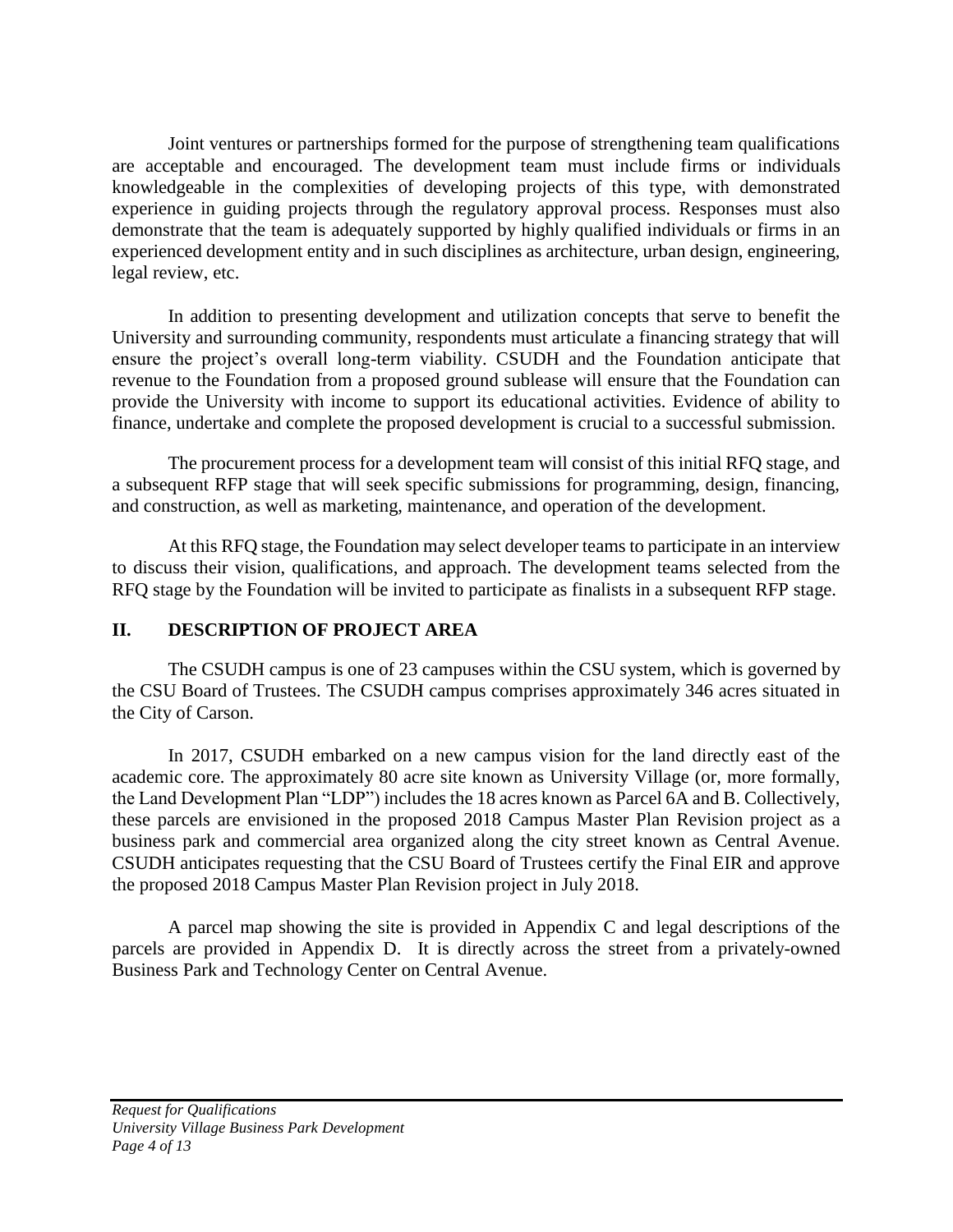Joint ventures or partnerships formed for the purpose of strengthening team qualifications are acceptable and encouraged. The development team must include firms or individuals knowledgeable in the complexities of developing projects of this type, with demonstrated experience in guiding projects through the regulatory approval process. Responses must also demonstrate that the team is adequately supported by highly qualified individuals or firms in an experienced development entity and in such disciplines as architecture, urban design, engineering, legal review, etc.

In addition to presenting development and utilization concepts that serve to benefit the University and surrounding community, respondents must articulate a financing strategy that will ensure the project's overall long-term viability. CSUDH and the Foundation anticipate that revenue to the Foundation from a proposed ground sublease will ensure that the Foundation can provide the University with income to support its educational activities. Evidence of ability to finance, undertake and complete the proposed development is crucial to a successful submission.

The procurement process for a development team will consist of this initial RFQ stage, and a subsequent RFP stage that will seek specific submissions for programming, design, financing, and construction, as well as marketing, maintenance, and operation of the development.

At this RFQ stage, the Foundation may select developer teams to participate in an interview to discuss their vision, qualifications, and approach. The development teams selected from the RFQ stage by the Foundation will be invited to participate as finalists in a subsequent RFP stage.

## II. DESCRIPTION OF PROJECT AREA

The CSUDH campus is one of 23 campuses within the CSU system, which is governed by the CSU Board of Trustees. The CSUDH campus comprises approximately 346 acres situated in the City of Carson.

In 2017, CSUDH embarked on a new campus vision for the land directly east of the academic core. The approximately 80 acre site known as University Village (or, more formally, the Land Development Plan "LDP") includes the 18 acres known as Parcel 6A and B. Collectively, these parcels are envisioned in the proposed 2018 Campus Master Plan Revision project as a business park and commercial area organized along the city street known as Central Avenue. CSUDH anticipates requesting that the CSU Board of Trustees certify the Final EIR and approve the proposed 2018 Campus Master Plan Revision project in July 2018.

A parcel map showing the site is provided in Appendix C and legal descriptions of the parcels are provided in Appendix D. It is directly across the street from a privately-owned Business Park and Technology Center on Central Avenue.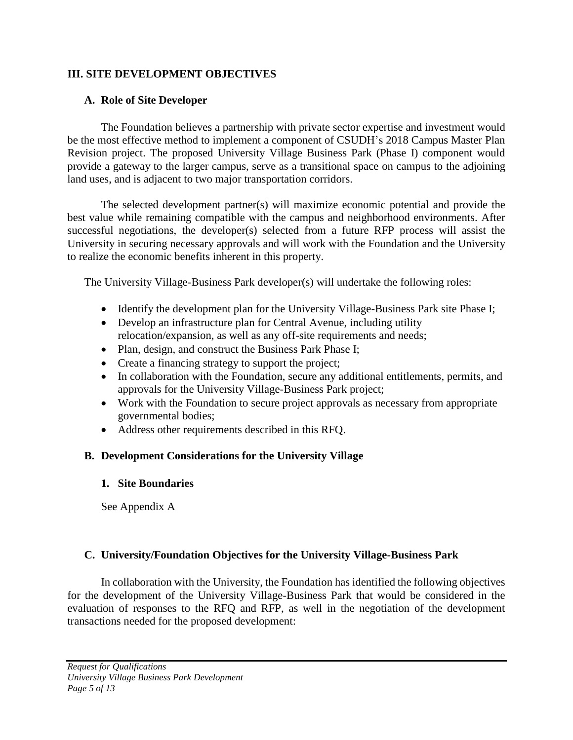## III. SITE DEVELOPMENT OBJECTIVES

### A. Role of Site Developer

The Foundation believes a partnership with private sector expertise and investment would be the most effective method to implement a component of CSUDH's 2018 Campus Master Plan Revision project. The proposed University Village Business Park (Phase I) component would provide a gateway to the larger campus, serve as a transitional space on campus to the adjoining land uses, and is adjacent to two major transportation corridors.

The selected development partner(s) will maximize economic potential and provide the best value while remaining compatible with the campus and neighborhood environments. After successful negotiations, the developer(s) selected from a future RFP process will assist the University in securing necessary approvals and will work with the Foundation and the University to realize the economic benefits inherent in this property.

The University Village-Business Park developer(s) will undertake the following roles:

- Identify the development plan for the University Village-Business Park site Phase I;
- Develop an infrastructure plan for Central Avenue, including utility relocation/expansion, as well as any off-site requirements and needs;
- Plan, design, and construct the Business Park Phase I;
- Create a financing strategy to support the project;
- In collaboration with the Foundation, secure any additional entitlements, permits, and approvals for the University Village-Business Park project;
- Work with the Foundation to secure project approvals as necessary from appropriate governmental bodies;
- Address other requirements described in this RFQ.

### B. Development Considerations for the University Village

#### 1. Site Boundaries

See Appendix A

### C. University/Foundation Objectives for the University Village-Business Park

In collaboration with the University, the Foundation has identified the following objectives for the development of the University Village-Business Park that would be considered in the evaluation of responses to the RFQ and RFP, as well in the negotiation of the development transactions needed for the proposed development: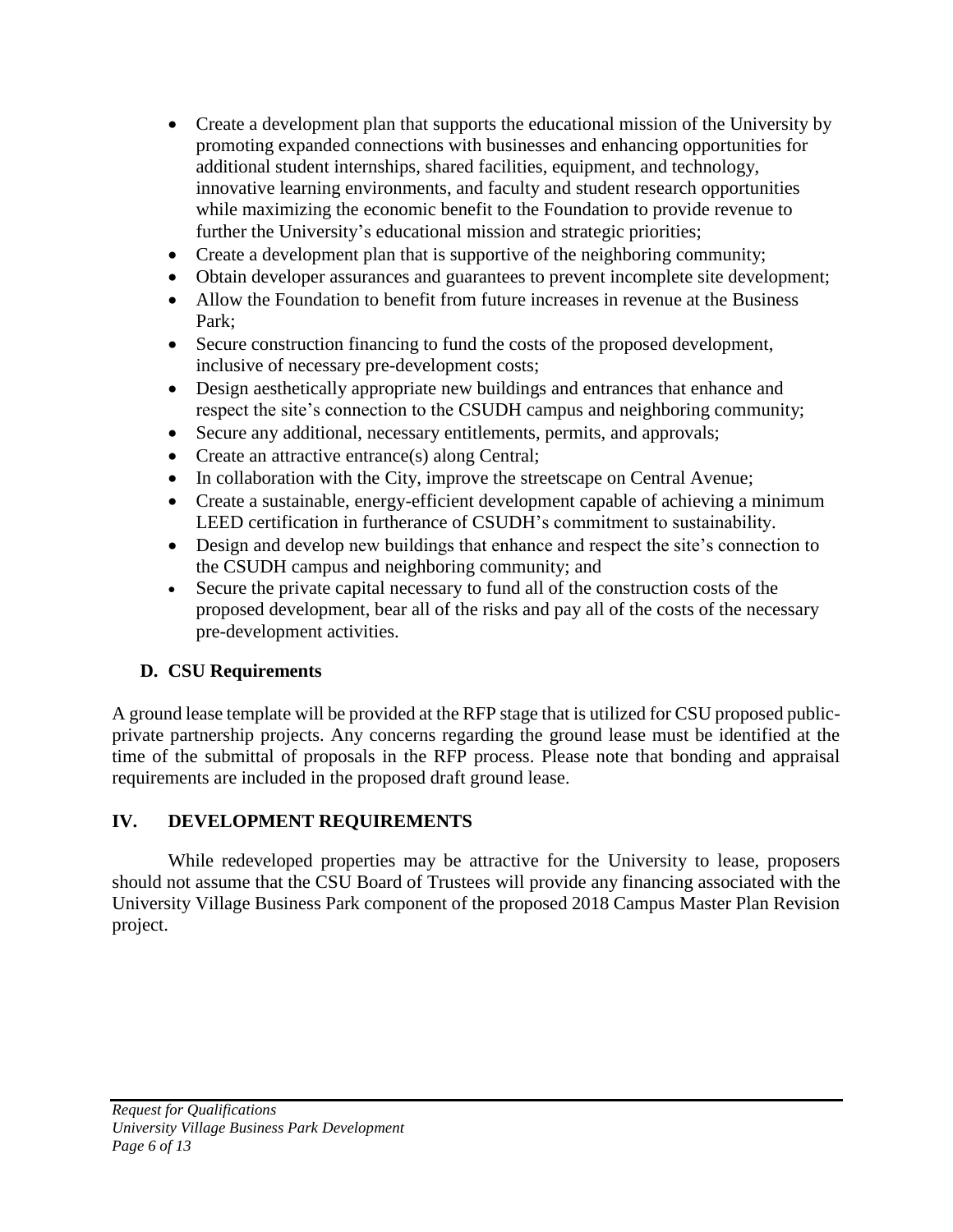- Create a development plan that supports the educational mission of the University by promoting expanded connections with businesses and enhancing opportunities for additional student internships, shared facilities, equipment, and technology, innovative learning environments, and faculty and student research opportunities while maximizing the economic benefit to the Foundation to provide revenue to further the University's educational mission and strategic priorities;
- Create a development plan that is supportive of the neighboring community;
- Obtain developer assurances and guarantees to prevent incomplete site development;
- Allow the Foundation to benefit from future increases in revenue at the Business Park;
- Secure construction financing to fund the costs of the proposed development, inclusive of necessary pre-development costs;
- Design aesthetically appropriate new buildings and entrances that enhance and respect the site's connection to the CSUDH campus and neighboring community;
- Secure any additional, necessary entitlements, permits, and approvals;
- Create an attractive entrance(s) along Central;
- In collaboration with the City, improve the streetscape on Central Avenue;
- Create a sustainable, energy-efficient development capable of achieving a minimum LEED certification in furtherance of CSUDH's commitment to sustainability.
- Design and develop new buildings that enhance and respect the site's connection to the CSUDH campus and neighboring community; and
- Secure the private capital necessary to fund all of the construction costs of the proposed development, bear all of the risks and pay all of the costs of the necessary pre-development activities.

### D. CSU Requirements

A ground lease template will be provided at the RFP stage that is utilized for CSU proposed public-private partnership projects. Any concerns regarding the ground lease must be identified at the time of the submittal of proposals in the RFP process. Please note that bonding and appraisal requirements are included in the proposed draft ground lease.

## IV. DEVELOPMENT REQUIREMENTS

While redeveloped properties may be attractive for the University to lease, proposers should not assume that the CSU Board of Trustees will provide any financing associated with the University Village Business Park component of the proposed 2018 Campus Master Plan Revision project.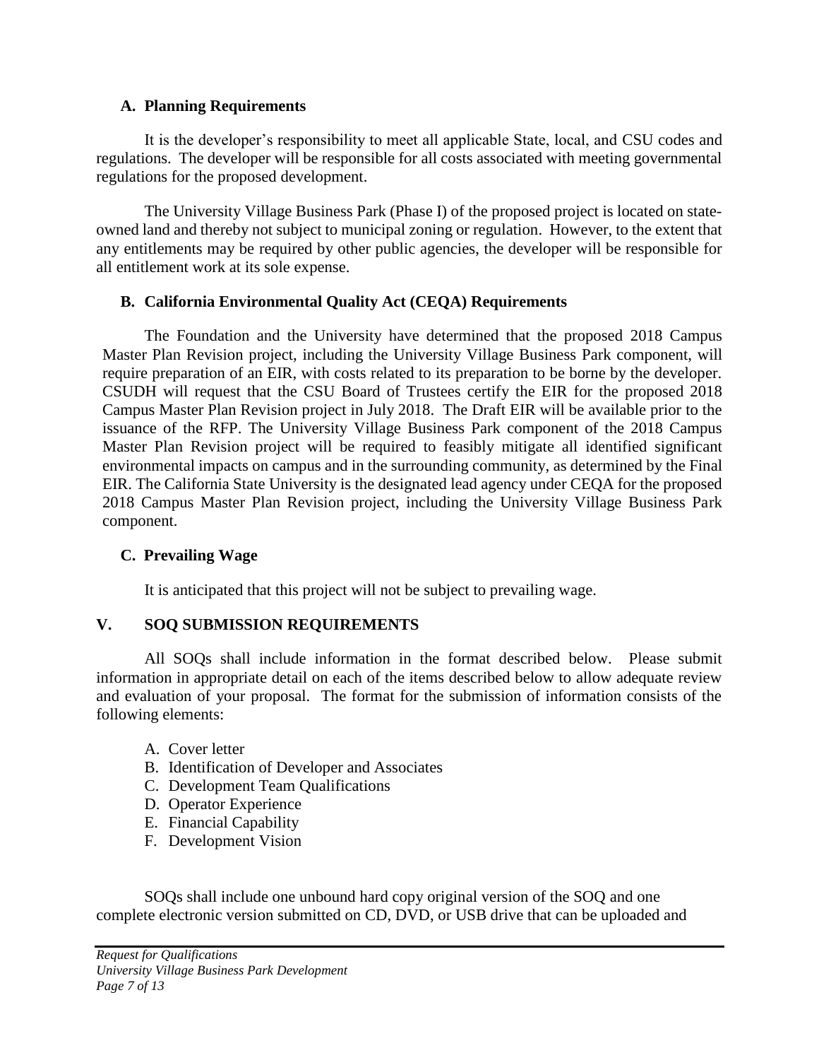### A. Planning Requirements

It is the developer's responsibility to meet all applicable State, local, and CSU codes and regulations. The developer will be responsible for all costs associated with meeting governmental regulations for the proposed development.

The University Village Business Park (Phase I) of the proposed project is located on state-owned land and thereby not subject to municipal zoning or regulation. However, to the extent that any entitlements may be required by other public agencies, the developer will be responsible for all entitlement work at its sole expense.

### B. California Environmental Quality Act (CEQA) Requirements

The Foundation and the University have determined that the proposed 2018 Campus Master Plan Revision project, including the University Village Business Park component, will require preparation of an EIR, with costs related to its preparation to be borne by the developer. CSUDH will request that the CSU Board of Trustees certify the EIR for the proposed 2018 Campus Master Plan Revision project in July 2018. The Draft EIR will be available prior to the issuance of the RFP. The University Village Business Park component of the 2018 Campus Master Plan Revision project will be required to feasibly mitigate all identified significant environmental impacts on campus and in the surrounding community, as determined by the Final EIR. The California State University is the designated lead agency under CEQA for the proposed 2018 Campus Master Plan Revision project, including the University Village Business Park component.

### C. Prevailing Wage

It is anticipated that this project will not be subject to prevailing wage.

## V. SOQ SUBMISSION REQUIREMENTS

All SOQs shall include information in the format described below. Please submit information in appropriate detail on each of the items described below to allow adequate review and evaluation of your proposal. The format for the submission of information consists of the following elements:

A. Cover letter
B. Identification of Developer and Associates
C. Development Team Qualifications
D. Operator Experience
E. Financial Capability
F. Development Vision

SOQs shall include one unbound hard copy original version of the SOQ and one complete electronic version submitted on CD, DVD, or USB drive that can be uploaded and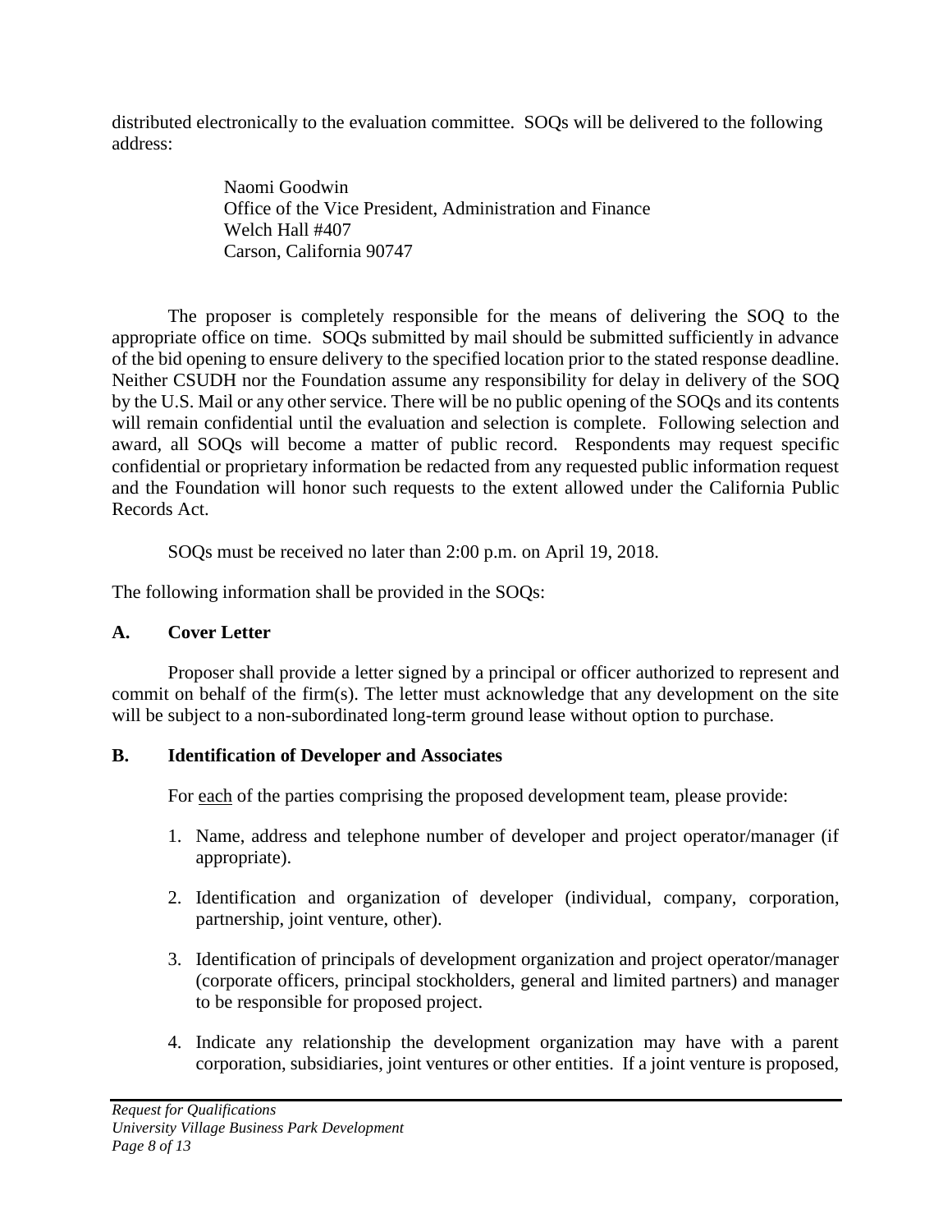distributed electronically to the evaluation committee. SOQs will be delivered to the following address:

> Naomi Goodwin
> Office of the Vice President, Administration and Finance
> Welch Hall #407
> Carson, California 90747

The proposer is completely responsible for the means of delivering the SOQ to the appropriate office on time. SOQs submitted by mail should be submitted sufficiently in advance of the bid opening to ensure delivery to the specified location prior to the stated response deadline. Neither CSUDH nor the Foundation assume any responsibility for delay in delivery of the SOQ by the U.S. Mail or any other service. There will be no public opening of the SOQs and its contents will remain confidential until the evaluation and selection is complete. Following selection and award, all SOQs will become a matter of public record. Respondents may request specific confidential or proprietary information be redacted from any requested public information request and the Foundation will honor such requests to the extent allowed under the California Public Records Act.

SOQs must be received no later than 2:00 p.m. on April 19, 2018.

The following information shall be provided in the SOQs:

**A. Cover Letter**

Proposer shall provide a letter signed by a principal or officer authorized to represent and commit on behalf of the firm(s). The letter must acknowledge that any development on the site will be subject to a non-subordinated long-term ground lease without option to purchase.

**B. Identification of Developer and Associates**

For each of the parties comprising the proposed development team, please provide:

1. Name, address and telephone number of developer and project operator/manager (if appropriate).
2. Identification and organization of developer (individual, company, corporation, partnership, joint venture, other).
3. Identification of principals of development organization and project operator/manager (corporate officers, principal stockholders, general and limited partners) and manager to be responsible for proposed project.
4. Indicate any relationship the development organization may have with a parent corporation, subsidiaries, joint ventures or other entities. If a joint venture is proposed,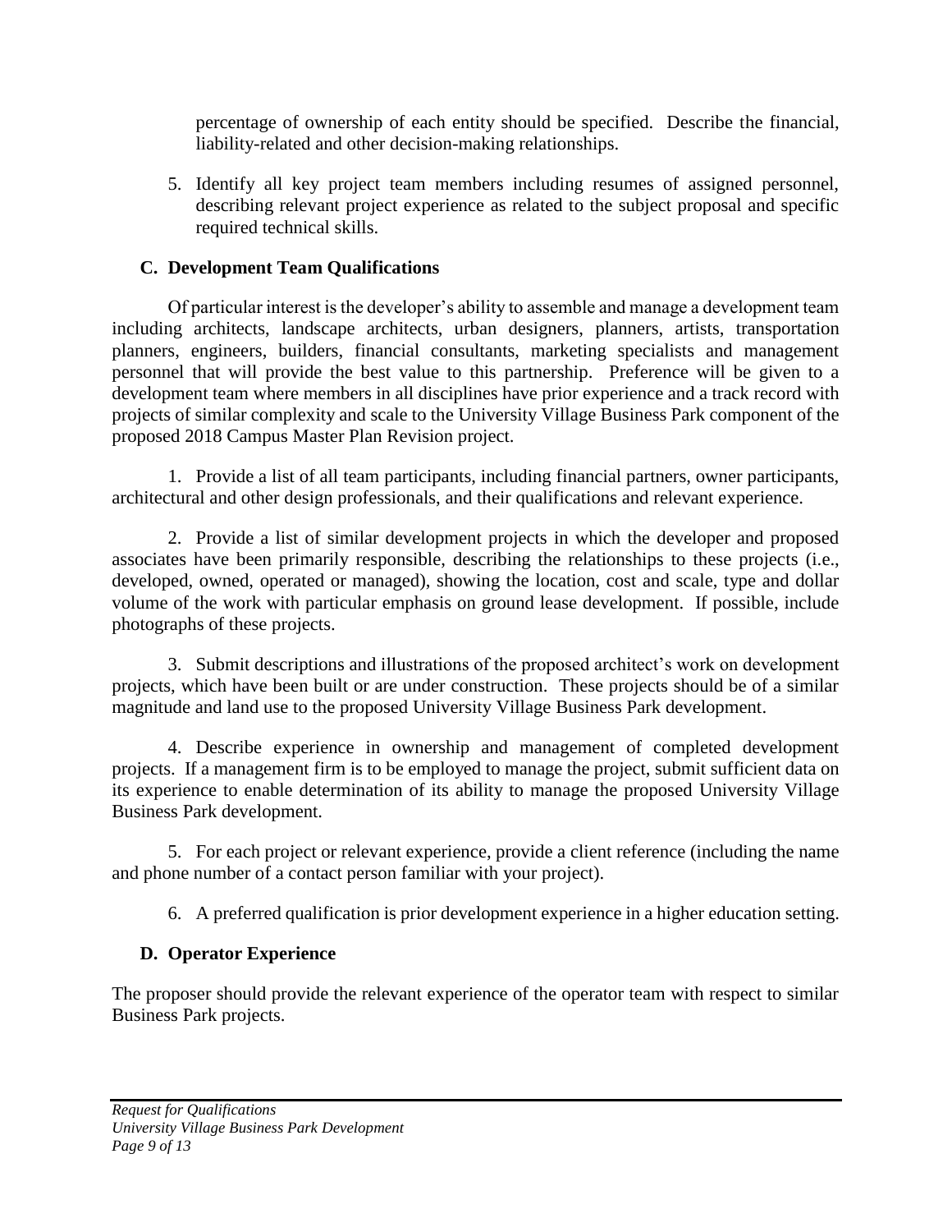percentage of ownership of each entity should be specified. Describe the financial, liability-related and other decision-making relationships.

5. Identify all key project team members including resumes of assigned personnel, describing relevant project experience as related to the subject proposal and specific required technical skills.

### C. Development Team Qualifications

Of particular interest is the developer's ability to assemble and manage a development team including architects, landscape architects, urban designers, planners, artists, transportation planners, engineers, builders, financial consultants, marketing specialists and management personnel that will provide the best value to this partnership. Preference will be given to a development team where members in all disciplines have prior experience and a track record with projects of similar complexity and scale to the University Village Business Park component of the proposed 2018 Campus Master Plan Revision project.

1. Provide a list of all team participants, including financial partners, owner participants, architectural and other design professionals, and their qualifications and relevant experience.

2. Provide a list of similar development projects in which the developer and proposed associates have been primarily responsible, describing the relationships to these projects (i.e., developed, owned, operated or managed), showing the location, cost and scale, type and dollar volume of the work with particular emphasis on ground lease development. If possible, include photographs of these projects.

3. Submit descriptions and illustrations of the proposed architect's work on development projects, which have been built or are under construction. These projects should be of a similar magnitude and land use to the proposed University Village Business Park development.

4. Describe experience in ownership and management of completed development projects. If a management firm is to be employed to manage the project, submit sufficient data on its experience to enable determination of its ability to manage the proposed University Village Business Park development.

5. For each project or relevant experience, provide a client reference (including the name and phone number of a contact person familiar with your project).

6. A preferred qualification is prior development experience in a higher education setting.

### D. Operator Experience

The proposer should provide the relevant experience of the operator team with respect to similar Business Park projects.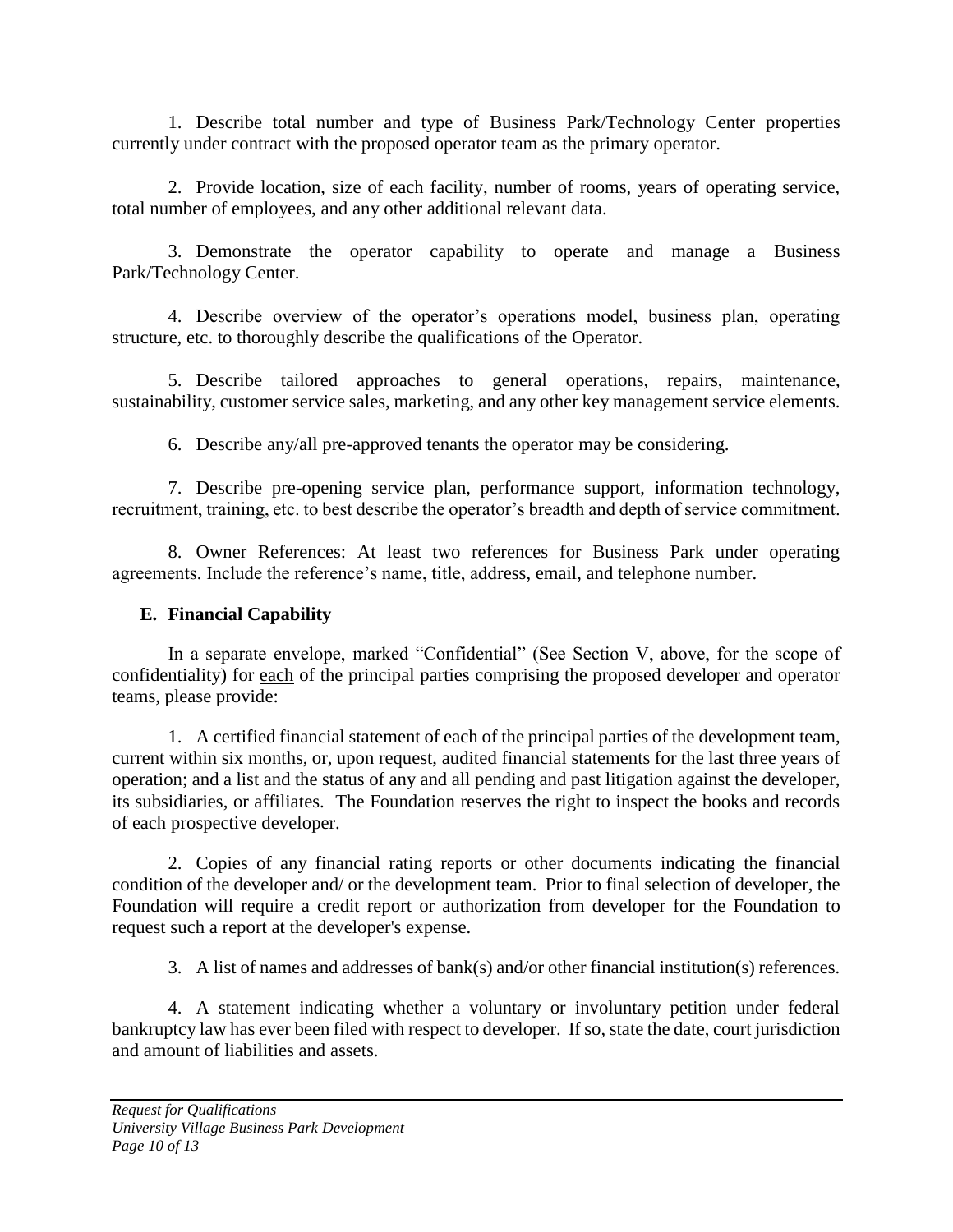1. Describe total number and type of Business Park/Technology Center properties currently under contract with the proposed operator team as the primary operator.

2. Provide location, size of each facility, number of rooms, years of operating service, total number of employees, and any other additional relevant data.

3. Demonstrate the operator capability to operate and manage a Business Park/Technology Center.

4. Describe overview of the operator's operations model, business plan, operating structure, etc. to thoroughly describe the qualifications of the Operator.

5. Describe tailored approaches to general operations, repairs, maintenance, sustainability, customer service sales, marketing, and any other key management service elements.

6. Describe any/all pre-approved tenants the operator may be considering.

7. Describe pre-opening service plan, performance support, information technology, recruitment, training, etc. to best describe the operator's breadth and depth of service commitment.

8. Owner References: At least two references for Business Park under operating agreements. Include the reference's name, title, address, email, and telephone number.

### E. Financial Capability

In a separate envelope, marked "Confidential" (See Section V, above, for the scope of confidentiality) for each of the principal parties comprising the proposed developer and operator teams, please provide:

1. A certified financial statement of each of the principal parties of the development team, current within six months, or, upon request, audited financial statements for the last three years of operation; and a list and the status of any and all pending and past litigation against the developer, its subsidiaries, or affiliates. The Foundation reserves the right to inspect the books and records of each prospective developer.

2. Copies of any financial rating reports or other documents indicating the financial condition of the developer and/ or the development team. Prior to final selection of developer, the Foundation will require a credit report or authorization from developer for the Foundation to request such a report at the developer's expense.

3. A list of names and addresses of bank(s) and/or other financial institution(s) references.

4. A statement indicating whether a voluntary or involuntary petition under federal bankruptcy law has ever been filed with respect to developer. If so, state the date, court jurisdiction and amount of liabilities and assets.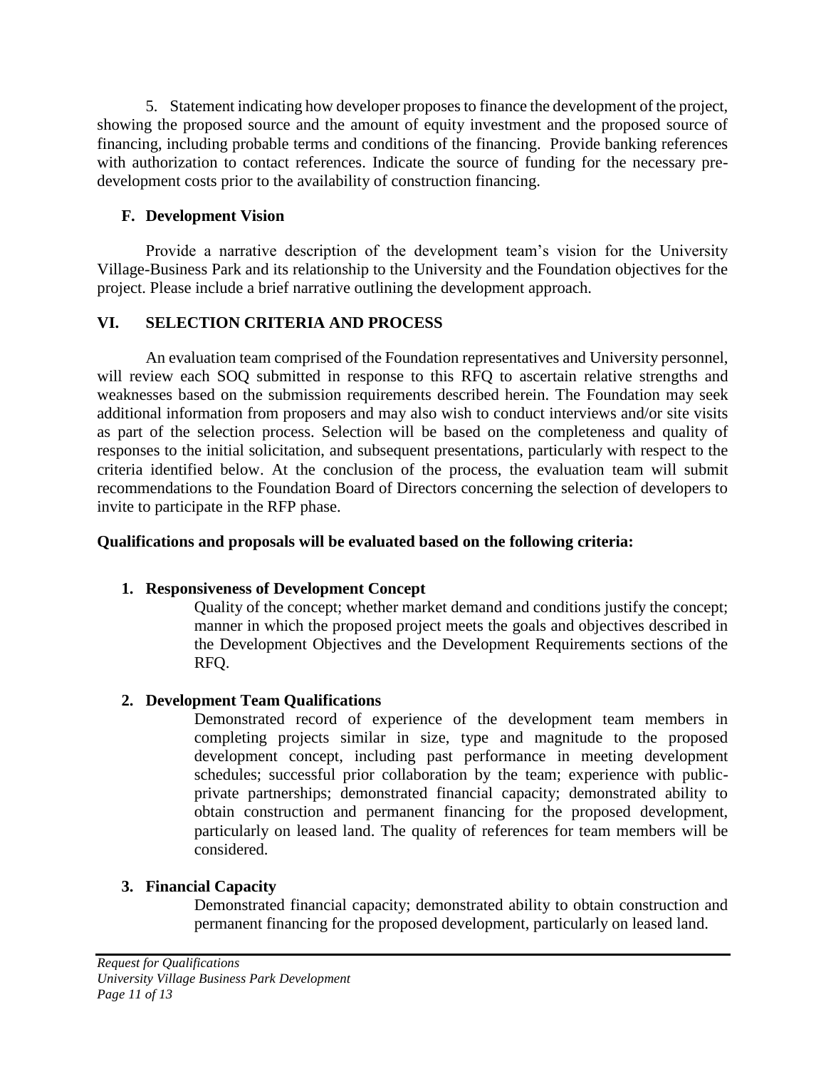5. Statement indicating how developer proposes to finance the development of the project, showing the proposed source and the amount of equity investment and the proposed source of financing, including probable terms and conditions of the financing. Provide banking references with authorization to contact references. Indicate the source of funding for the necessary pre-development costs prior to the availability of construction financing.

### F. Development Vision

Provide a narrative description of the development team's vision for the University Village-Business Park and its relationship to the University and the Foundation objectives for the project. Please include a brief narrative outlining the development approach.

## VI. SELECTION CRITERIA AND PROCESS

An evaluation team comprised of the Foundation representatives and University personnel, will review each SOQ submitted in response to this RFQ to ascertain relative strengths and weaknesses based on the submission requirements described herein. The Foundation may seek additional information from proposers and may also wish to conduct interviews and/or site visits as part of the selection process. Selection will be based on the completeness and quality of responses to the initial solicitation, and subsequent presentations, particularly with respect to the criteria identified below. At the conclusion of the process, the evaluation team will submit recommendations to the Foundation Board of Directors concerning the selection of developers to invite to participate in the RFP phase.

**Qualifications and proposals will be evaluated based on the following criteria:**

1. **Responsiveness of Development Concept**

   Quality of the concept; whether market demand and conditions justify the concept; manner in which the proposed project meets the goals and objectives described in the Development Objectives and the Development Requirements sections of the RFQ.

2. **Development Team Qualifications**

   Demonstrated record of experience of the development team members in completing projects similar in size, type and magnitude to the proposed development concept, including past performance in meeting development schedules; successful prior collaboration by the team; experience with public-private partnerships; demonstrated financial capacity; demonstrated ability to obtain construction and permanent financing for the proposed development, particularly on leased land. The quality of references for team members will be considered.

3. **Financial Capacity**

   Demonstrated financial capacity; demonstrated ability to obtain construction and permanent financing for the proposed development, particularly on leased land.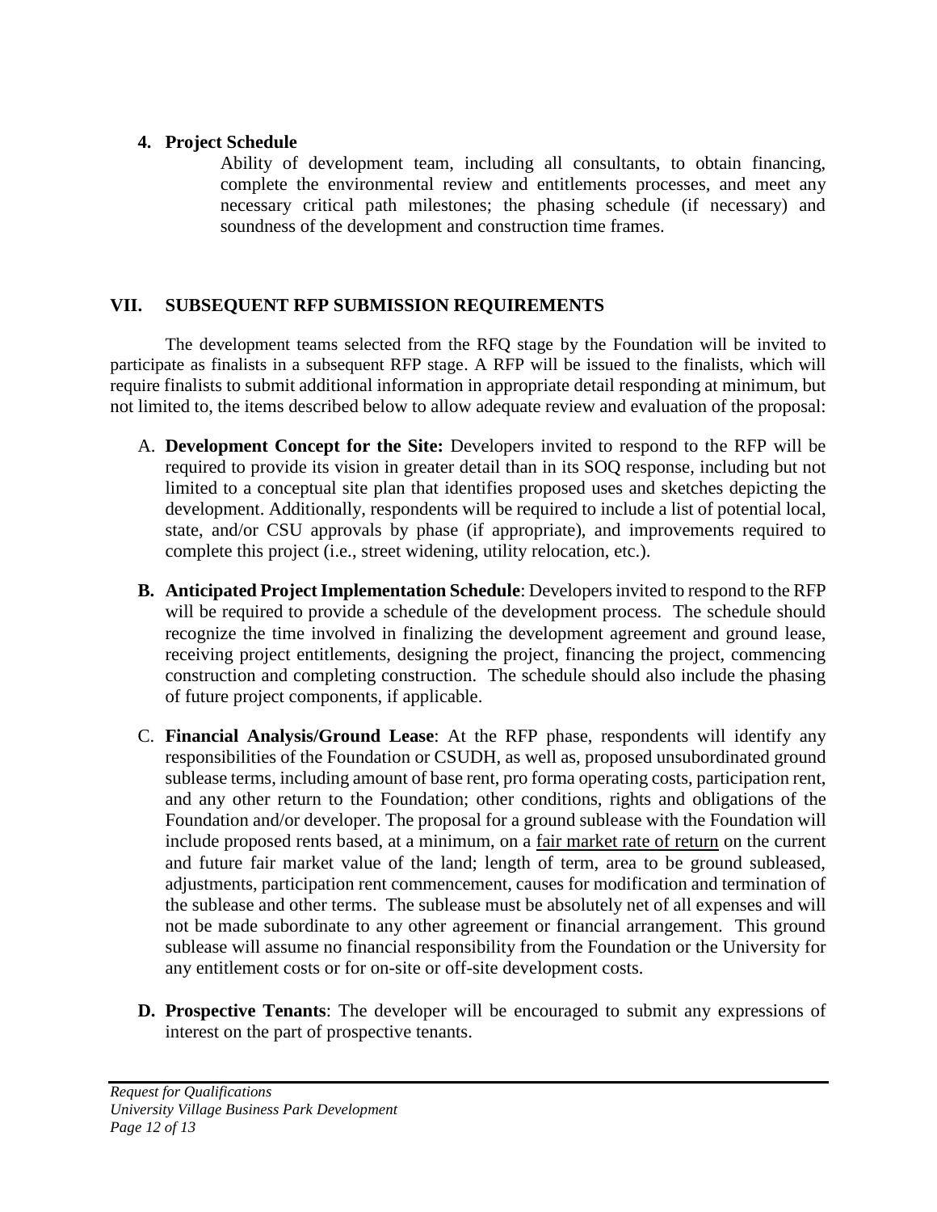**4. Project Schedule**

Ability of development team, including all consultants, to obtain financing, complete the environmental review and entitlements processes, and meet any necessary critical path milestones; the phasing schedule (if necessary) and soundness of the development and construction time frames.

## VII. SUBSEQUENT RFP SUBMISSION REQUIREMENTS

The development teams selected from the RFQ stage by the Foundation will be invited to participate as finalists in a subsequent RFP stage. A RFP will be issued to the finalists, which will require finalists to submit additional information in appropriate detail responding at minimum, but not limited to, the items described below to allow adequate review and evaluation of the proposal:

A. **Development Concept for the Site:** Developers invited to respond to the RFP will be required to provide its vision in greater detail than in its SOQ response, including but not limited to a conceptual site plan that identifies proposed uses and sketches depicting the development. Additionally, respondents will be required to include a list of potential local, state, and/or CSU approvals by phase (if appropriate), and improvements required to complete this project (i.e., street widening, utility relocation, etc.).

**B. Anticipated Project Implementation Schedule**: Developers invited to respond to the RFP will be required to provide a schedule of the development process. The schedule should recognize the time involved in finalizing the development agreement and ground lease, receiving project entitlements, designing the project, financing the project, commencing construction and completing construction. The schedule should also include the phasing of future project components, if applicable.

C. **Financial Analysis/Ground Lease**: At the RFP phase, respondents will identify any responsibilities of the Foundation or CSUDH, as well as, proposed unsubordinated ground sublease terms, including amount of base rent, pro forma operating costs, participation rent, and any other return to the Foundation; other conditions, rights and obligations of the Foundation and/or developer. The proposal for a ground sublease with the Foundation will include proposed rents based, at a minimum, on a <u>fair market rate of return</u> on the current and future fair market value of the land; length of term, area to be ground subleased, adjustments, participation rent commencement, causes for modification and termination of the sublease and other terms. The sublease must be absolutely net of all expenses and will not be made subordinate to any other agreement or financial arrangement. This ground sublease will assume no financial responsibility from the Foundation or the University for any entitlement costs or for on-site or off-site development costs.

**D. Prospective Tenants**: The developer will be encouraged to submit any expressions of interest on the part of prospective tenants.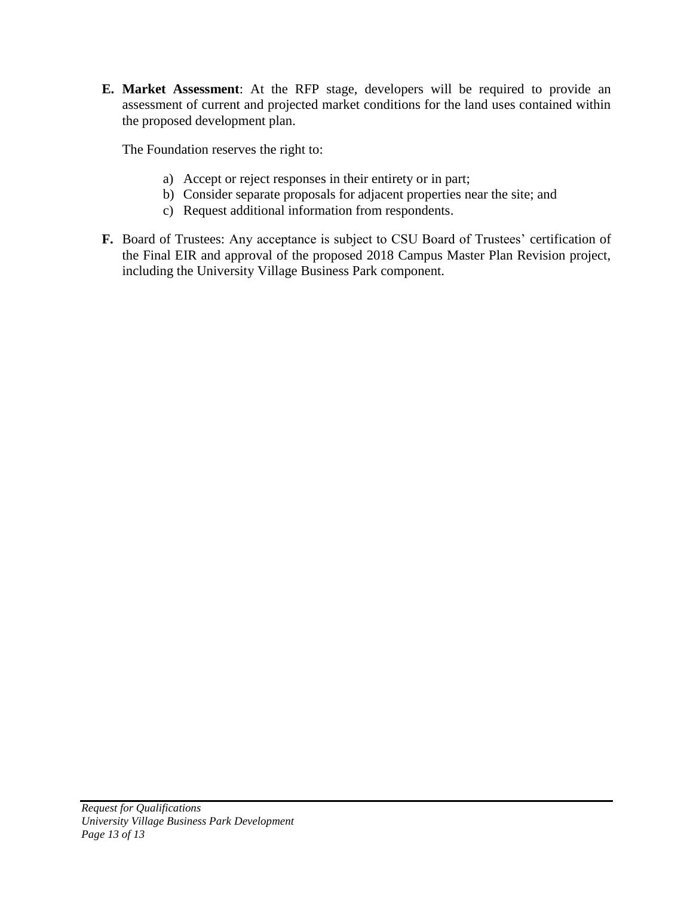**E. Market Assessment**: At the RFP stage, developers will be required to provide an assessment of current and projected market conditions for the land uses contained within the proposed development plan.

The Foundation reserves the right to:

a) Accept or reject responses in their entirety or in part;
b) Consider separate proposals for adjacent properties near the site; and
c) Request additional information from respondents.

**F.** Board of Trustees: Any acceptance is subject to CSU Board of Trustees' certification of the Final EIR and approval of the proposed 2018 Campus Master Plan Revision project, including the University Village Business Park component.